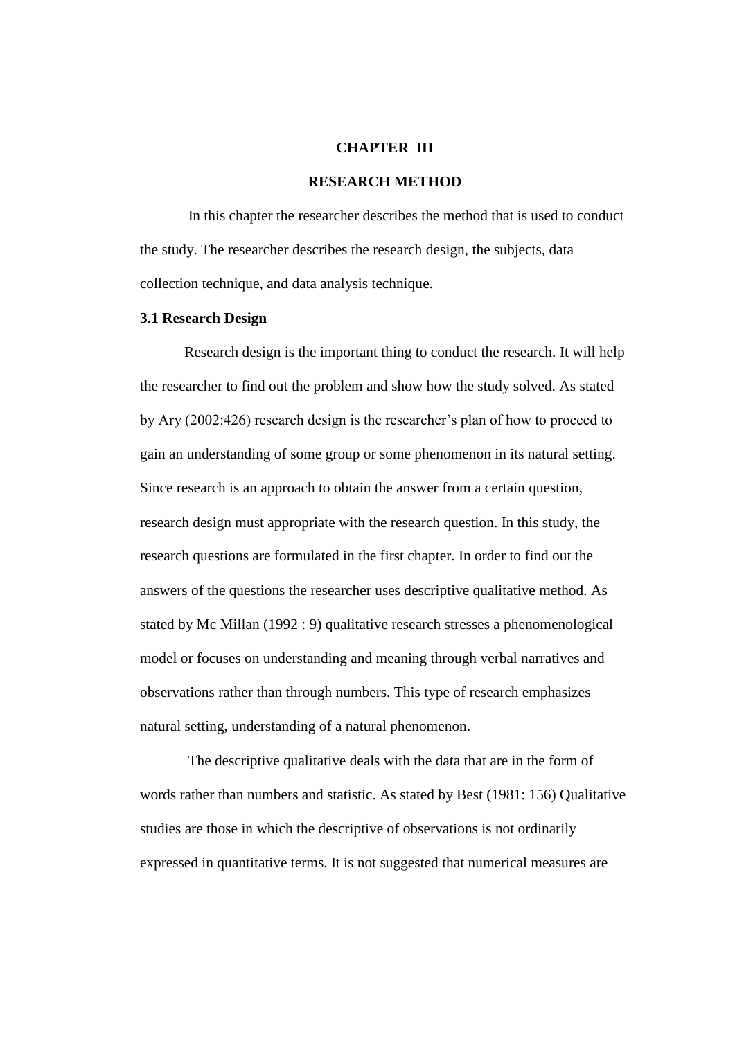# CHAPTER III

# RESEARCH METHOD

In this chapter the researcher describes the method that is used to conduct the study. The researcher describes the research design, the subjects, data collection technique, and data analysis technique.

## 3.1 Research Design

Research design is the important thing to conduct the research. It will help the researcher to find out the problem and show how the study solved. As stated by Ary (2002:426) research design is the researcher's plan of how to proceed to gain an understanding of some group or some phenomenon in its natural setting. Since research is an approach to obtain the answer from a certain question, research design must appropriate with the research question. In this study, the research questions are formulated in the first chapter. In order to find out the answers of the questions the researcher uses descriptive qualitative method. As stated by Mc Millan (1992 : 9) qualitative research stresses a phenomenological model or focuses on understanding and meaning through verbal narratives and observations rather than through numbers. This type of research emphasizes natural setting, understanding of a natural phenomenon.

The descriptive qualitative deals with the data that are in the form of words rather than numbers and statistic. As stated by Best (1981: 156) Qualitative studies are those in which the descriptive of observations is not ordinarily expressed in quantitative terms. It is not suggested that numerical measures are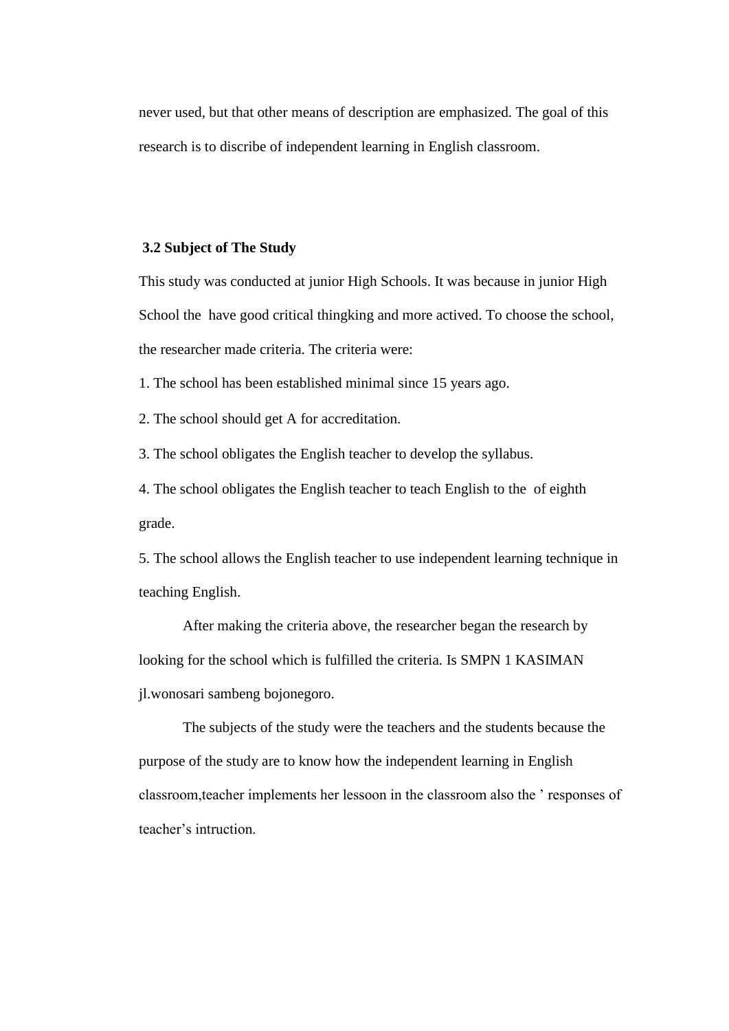never used, but that other means of description are emphasized. The goal of this research is to discribe of independent learning in English classroom.

### 3.2 Subject of The Study

This study was conducted at junior High Schools. It was because in junior High School the  have good critical thingking and more actived. To choose the school, the researcher made criteria. The criteria were:

1. The school has been established minimal since 15 years ago.
2. The school should get A for accreditation.
3. The school obligates the English teacher to develop the syllabus.
4. The school obligates the English teacher to teach English to the  of eighth grade.
5. The school allows the English teacher to use independent learning technique in teaching English.

After making the criteria above, the researcher began the research by looking for the school which is fulfilled the criteria. Is SMPN 1 KASIMAN jl.wonosari sambeng bojonegoro.

The subjects of the study were the teachers and the students because the purpose of the study are to know how the independent learning in English classroom,teacher implements her lessoon in the classroom also the ' responses of teacher's intruction.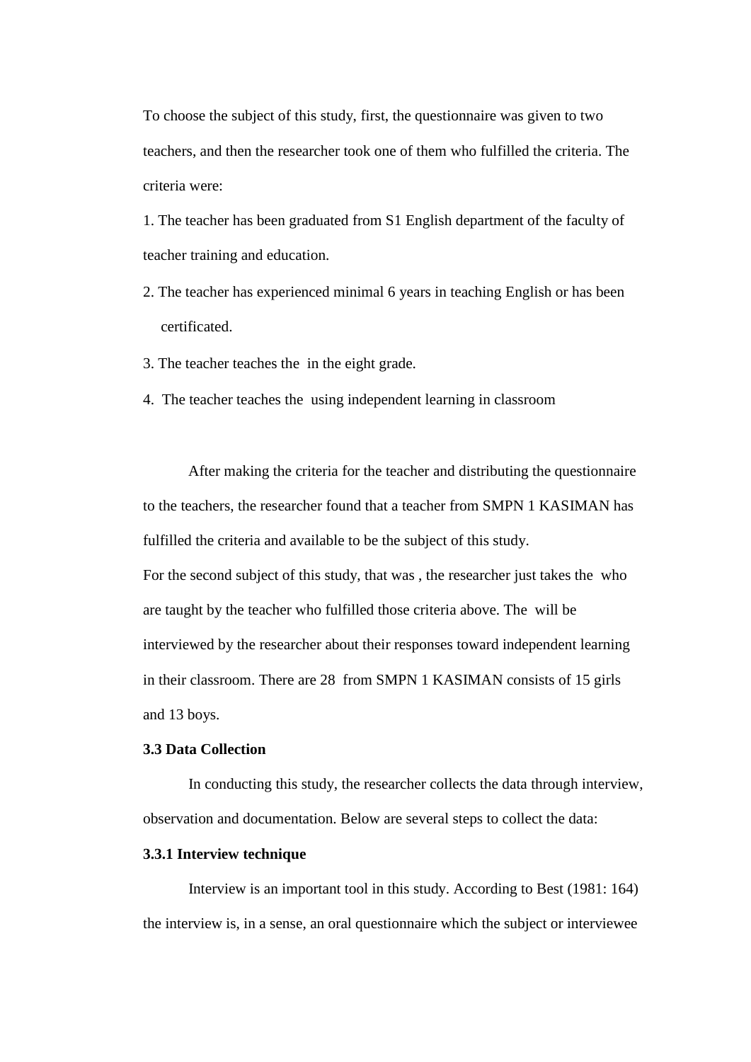To choose the subject of this study, first, the questionnaire was given to two teachers, and then the researcher took one of them who fulfilled the criteria. The criteria were:

1. The teacher has been graduated from S1 English department of the faculty of teacher training and education.
2. The teacher has experienced minimal 6 years in teaching English or has been certificated.
3. The teacher teaches the  in the eight grade.
4. The teacher teaches the  using independent learning in classroom

After making the criteria for the teacher and distributing the questionnaire to the teachers, the researcher found that a teacher from SMPN 1 KASIMAN has fulfilled the criteria and available to be the subject of this study.

For the second subject of this study, that was , the researcher just takes the  who are taught by the teacher who fulfilled those criteria above. The  will be interviewed by the researcher about their responses toward independent learning in their classroom. There are 28  from SMPN 1 KASIMAN consists of 15 girls and 13 boys.

### 3.3 Data Collection

In conducting this study, the researcher collects the data through interview, observation and documentation. Below are several steps to collect the data:

#### 3.3.1 Interview technique

Interview is an important tool in this study. According to Best (1981: 164) the interview is, in a sense, an oral questionnaire which the subject or interviewee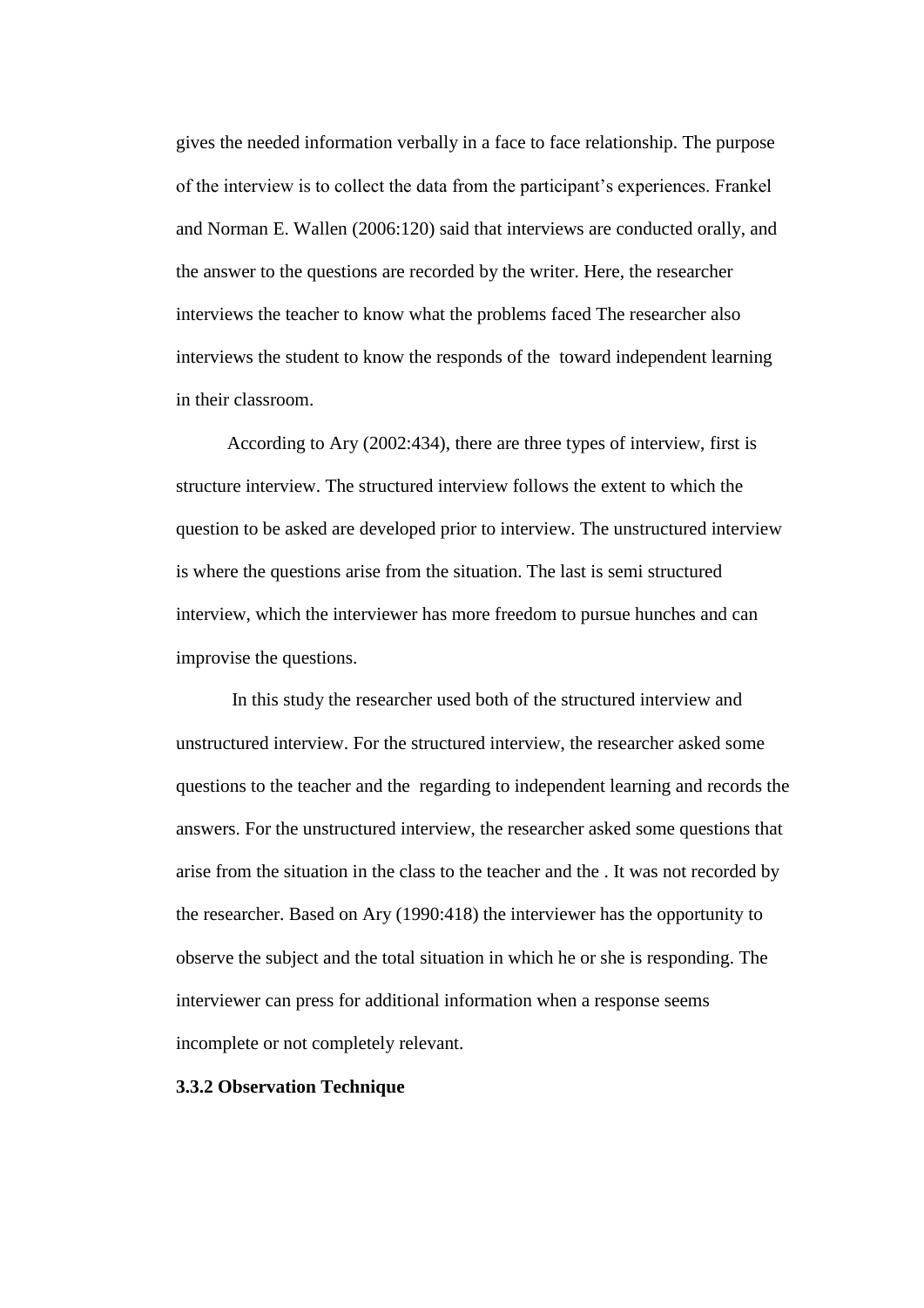gives the needed information verbally in a face to face relationship. The purpose of the interview is to collect the data from the participant's experiences. Frankel and Norman E. Wallen (2006:120) said that interviews are conducted orally, and the answer to the questions are recorded by the writer. Here, the researcher interviews the teacher to know what the problems faced The researcher also interviews the student to know the responds of the  toward independent learning in their classroom.

According to Ary (2002:434), there are three types of interview, first is structure interview. The structured interview follows the extent to which the question to be asked are developed prior to interview. The unstructured interview is where the questions arise from the situation. The last is semi structured interview, which the interviewer has more freedom to pursue hunches and can improvise the questions.

In this study the researcher used both of the structured interview and unstructured interview. For the structured interview, the researcher asked some questions to the teacher and the  regarding to independent learning and records the answers. For the unstructured interview, the researcher asked some questions that arise from the situation in the class to the teacher and the . It was not recorded by the researcher. Based on Ary (1990:418) the interviewer has the opportunity to observe the subject and the total situation in which he or she is responding. The interviewer can press for additional information when a response seems incomplete or not completely relevant.

**3.3.2 Observation Technique**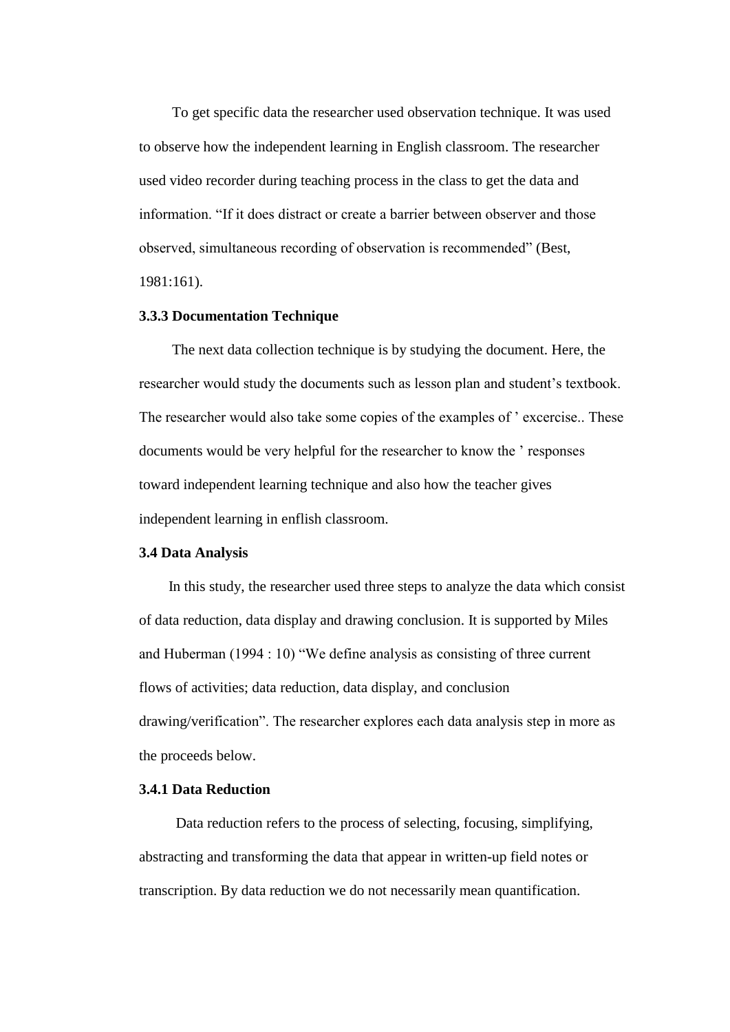To get specific data the researcher used observation technique. It was used to observe how the independent learning in English classroom. The researcher used video recorder during teaching process in the class to get the data and information. "If it does distract or create a barrier between observer and those observed, simultaneous recording of observation is recommended" (Best, 1981:161).

### 3.3.3 Documentation Technique

The next data collection technique is by studying the document. Here, the researcher would study the documents such as lesson plan and student's textbook. The researcher would also take some copies of the examples of ' excercise.. These documents would be very helpful for the researcher to know the ' responses toward independent learning technique and also how the teacher gives independent learning in enflish classroom.

## 3.4 Data Analysis

In this study, the researcher used three steps to analyze the data which consist of data reduction, data display and drawing conclusion. It is supported by Miles and Huberman (1994 : 10) "We define analysis as consisting of three current flows of activities; data reduction, data display, and conclusion drawing/verification". The researcher explores each data analysis step in more as the proceeds below.

### 3.4.1 Data Reduction

Data reduction refers to the process of selecting, focusing, simplifying, abstracting and transforming the data that appear in written-up field notes or transcription. By data reduction we do not necessarily mean quantification.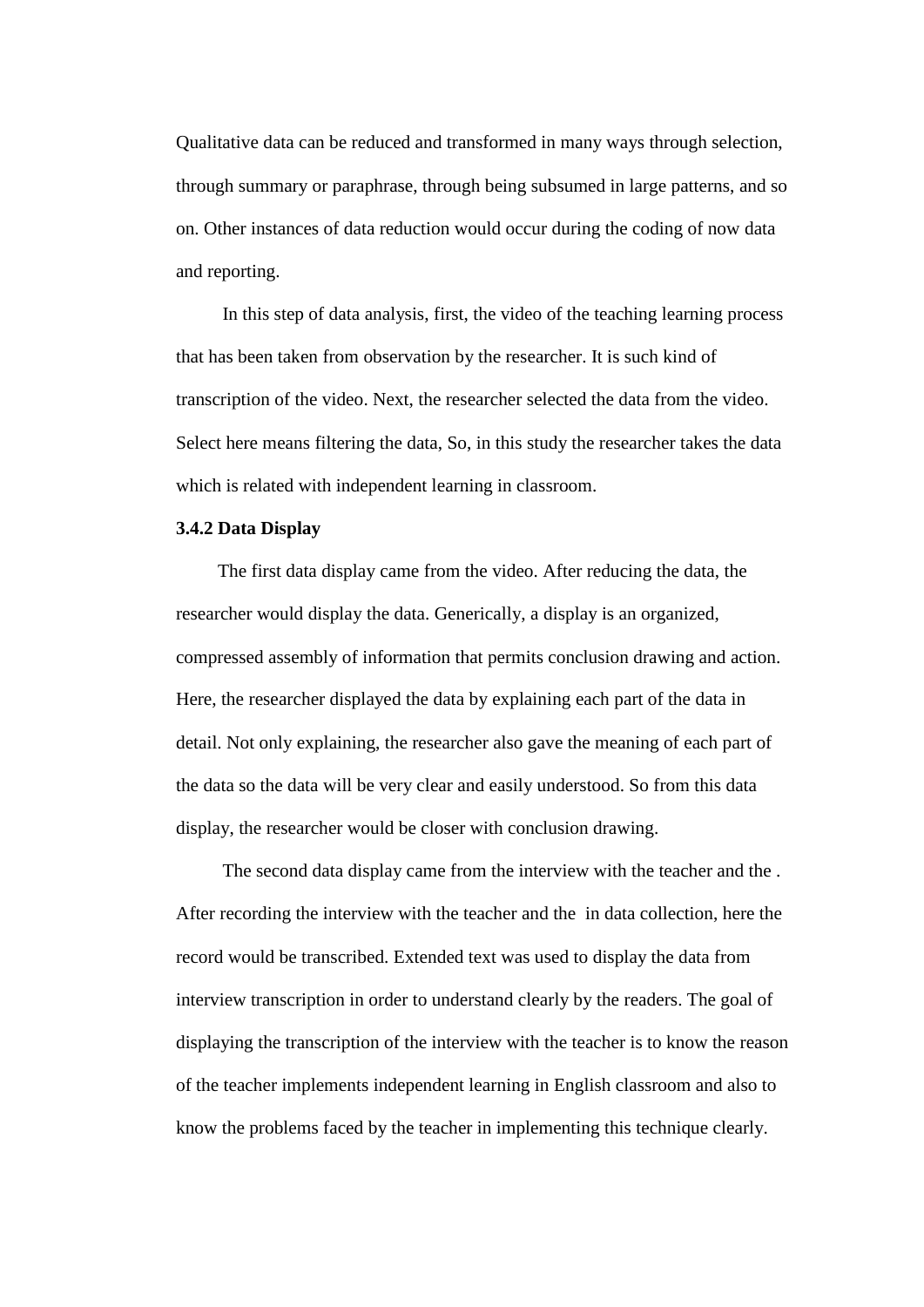Qualitative data can be reduced and transformed in many ways through selection, through summary or paraphrase, through being subsumed in large patterns, and so on. Other instances of data reduction would occur during the coding of now data and reporting.

In this step of data analysis, first, the video of the teaching learning process that has been taken from observation by the researcher. It is such kind of transcription of the video. Next, the researcher selected the data from the video. Select here means filtering the data, So, in this study the researcher takes the data which is related with independent learning in classroom.

**3.4.2 Data Display**

The first data display came from the video. After reducing the data, the researcher would display the data. Generically, a display is an organized, compressed assembly of information that permits conclusion drawing and action. Here, the researcher displayed the data by explaining each part of the data in detail. Not only explaining, the researcher also gave the meaning of each part of the data so the data will be very clear and easily understood. So from this data display, the researcher would be closer with conclusion drawing.

The second data display came from the interview with the teacher and the . After recording the interview with the teacher and the  in data collection, here the record would be transcribed. Extended text was used to display the data from interview transcription in order to understand clearly by the readers. The goal of displaying the transcription of the interview with the teacher is to know the reason of the teacher implements independent learning in English classroom and also to know the problems faced by the teacher in implementing this technique clearly.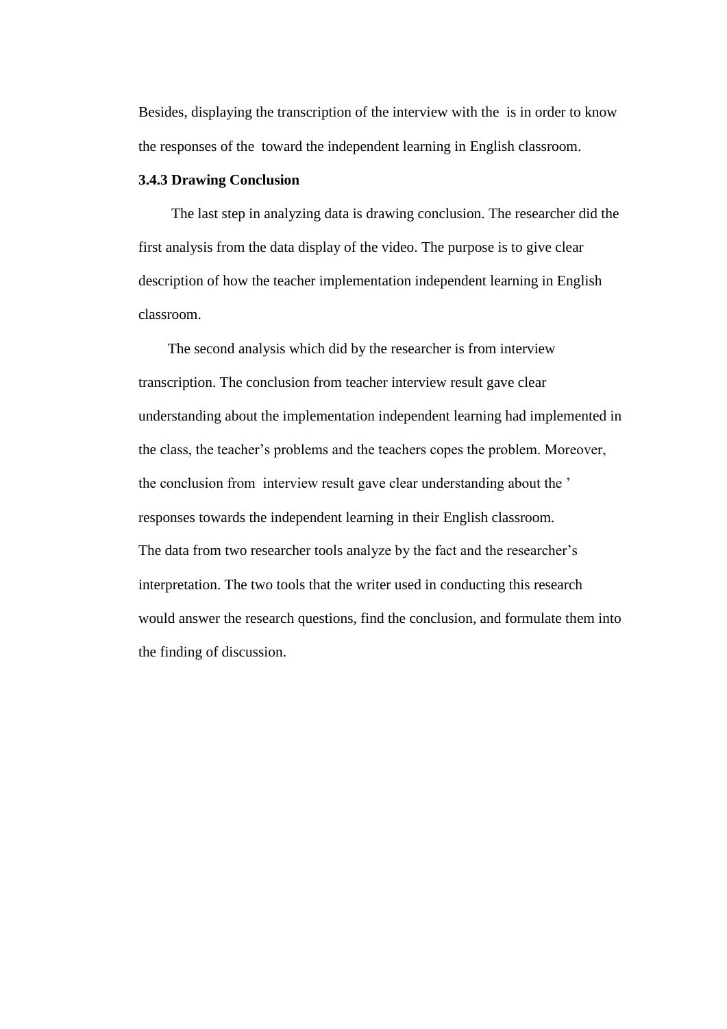Besides, displaying the transcription of the interview with the  is in order to know the responses of the  toward the independent learning in English classroom.

### 3.4.3 Drawing Conclusion

The last step in analyzing data is drawing conclusion. The researcher did the first analysis from the data display of the video. The purpose is to give clear description of how the teacher implementation independent learning in English classroom.

The second analysis which did by the researcher is from interview transcription. The conclusion from teacher interview result gave clear understanding about the implementation independent learning had implemented in the class, the teacher's problems and the teachers copes the problem. Moreover, the conclusion from  interview result gave clear understanding about the ' responses towards the independent learning in their English classroom.

The data from two researcher tools analyze by the fact and the researcher's interpretation. The two tools that the writer used in conducting this research would answer the research questions, find the conclusion, and formulate them into the finding of discussion.